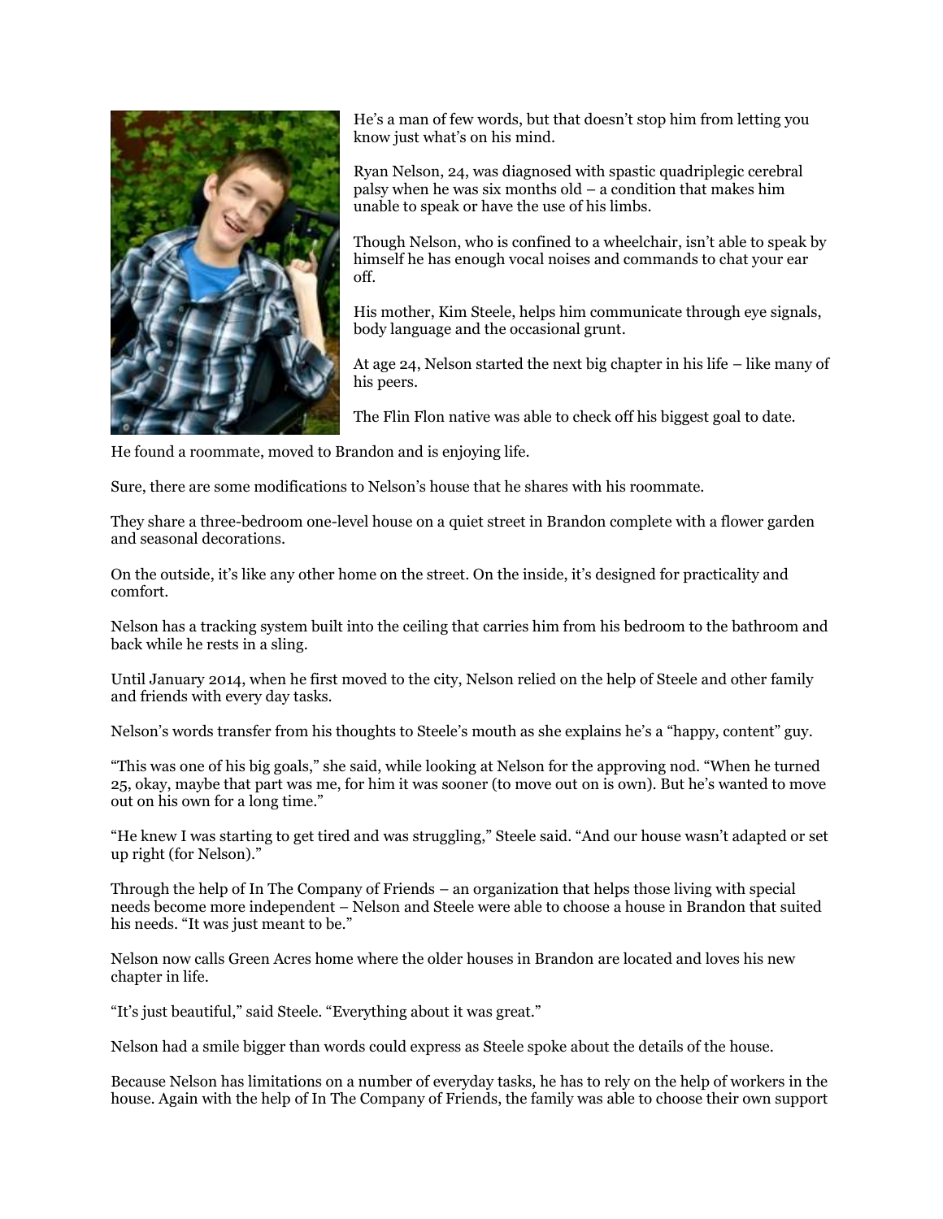He's a man of few words, but that doesn't stop him from letting you know just what's on his mind.

Ryan Nelson, 24, was diagnosed with spastic quadriplegic cerebral palsy when he was six months old – a condition that makes him unable to speak or have the use of his limbs.

Though Nelson, who is confined to a wheelchair, isn't able to speak by himself he has enough vocal noises and commands to chat your ear off.

His mother, Kim Steele, helps him communicate through eye signals, body language and the occasional grunt.

At age 24, Nelson started the next big chapter in his life – like many of his peers.

The Flin Flon native was able to check off his biggest goal to date.

He found a roommate, moved to Brandon and is enjoying life.

Sure, there are some modifications to Nelson's house that he shares with his roommate.

They share a three-bedroom one-level house on a quiet street in Brandon complete with a flower garden and seasonal decorations.

On the outside, it's like any other home on the street. On the inside, it's designed for practicality and comfort.

Nelson has a tracking system built into the ceiling that carries him from his bedroom to the bathroom and back while he rests in a sling.

Until January 2014, when he first moved to the city, Nelson relied on the help of Steele and other family and friends with every day tasks.

Nelson's words transfer from his thoughts to Steele's mouth as she explains he's a "happy, content" guy.

"This was one of his big goals," she said, while looking at Nelson for the approving nod. "When he turned 25, okay, maybe that part was me, for him it was sooner (to move out on is own). But he's wanted to move out on his own for a long time."

"He knew I was starting to get tired and was struggling," Steele said. "And our house wasn't adapted or set up right (for Nelson)."

Through the help of In The Company of Friends – an organization that helps those living with special needs become more independent – Nelson and Steele were able to choose a house in Brandon that suited his needs. "It was just meant to be."

Nelson now calls Green Acres home where the older houses in Brandon are located and loves his new chapter in life.

"It's just beautiful," said Steele. "Everything about it was great."

Nelson had a smile bigger than words could express as Steele spoke about the details of the house.

Because Nelson has limitations on a number of everyday tasks, he has to rely on the help of workers in the house. Again with the help of In The Company of Friends, the family was able to choose their own support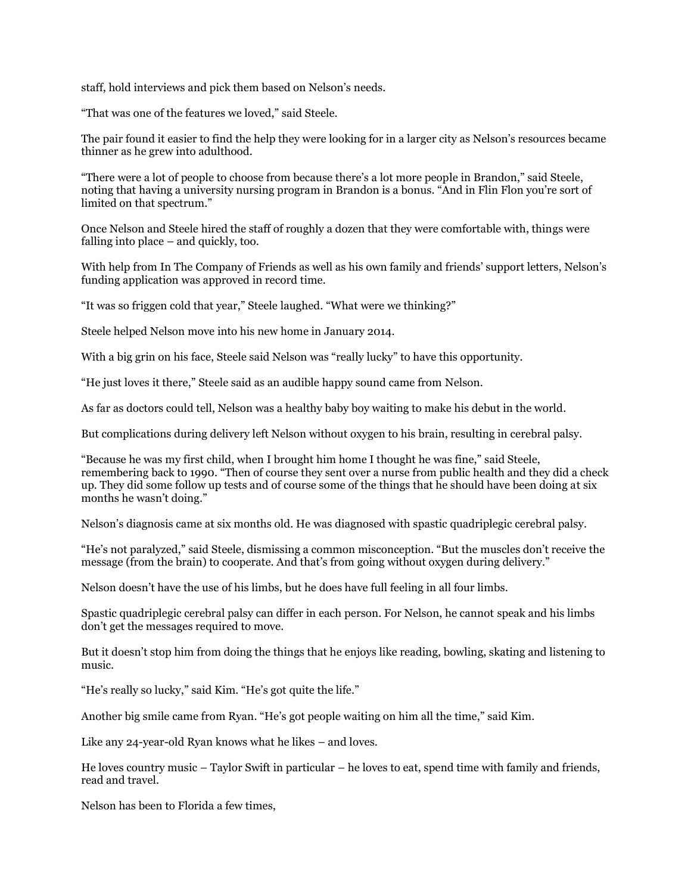staff, hold interviews and pick them based on Nelson's needs.

"That was one of the features we loved," said Steele.

The pair found it easier to find the help they were looking for in a larger city as Nelson's resources became thinner as he grew into adulthood.

"There were a lot of people to choose from because there's a lot more people in Brandon," said Steele, noting that having a university nursing program in Brandon is a bonus. "And in Flin Flon you're sort of limited on that spectrum."

Once Nelson and Steele hired the staff of roughly a dozen that they were comfortable with, things were falling into place – and quickly, too.

With help from In The Company of Friends as well as his own family and friends' support letters, Nelson's funding application was approved in record time.

"It was so friggen cold that year," Steele laughed. "What were we thinking?"

Steele helped Nelson move into his new home in January 2014.

With a big grin on his face, Steele said Nelson was "really lucky" to have this opportunity.

"He just loves it there," Steele said as an audible happy sound came from Nelson.

As far as doctors could tell, Nelson was a healthy baby boy waiting to make his debut in the world.

But complications during delivery left Nelson without oxygen to his brain, resulting in cerebral palsy.

"Because he was my first child, when I brought him home I thought he was fine," said Steele, remembering back to 1990. "Then of course they sent over a nurse from public health and they did a check up. They did some follow up tests and of course some of the things that he should have been doing at six months he wasn't doing."

Nelson's diagnosis came at six months old. He was diagnosed with spastic quadriplegic cerebral palsy.

"He's not paralyzed," said Steele, dismissing a common misconception. "But the muscles don't receive the message (from the brain) to cooperate. And that's from going without oxygen during delivery."

Nelson doesn't have the use of his limbs, but he does have full feeling in all four limbs.

Spastic quadriplegic cerebral palsy can differ in each person. For Nelson, he cannot speak and his limbs don't get the messages required to move.

But it doesn't stop him from doing the things that he enjoys like reading, bowling, skating and listening to music.

"He's really so lucky," said Kim. "He's got quite the life."

Another big smile came from Ryan. "He's got people waiting on him all the time," said Kim.

Like any 24-year-old Ryan knows what he likes – and loves.

He loves country music – Taylor Swift in particular – he loves to eat, spend time with family and friends, read and travel.

Nelson has been to Florida a few times,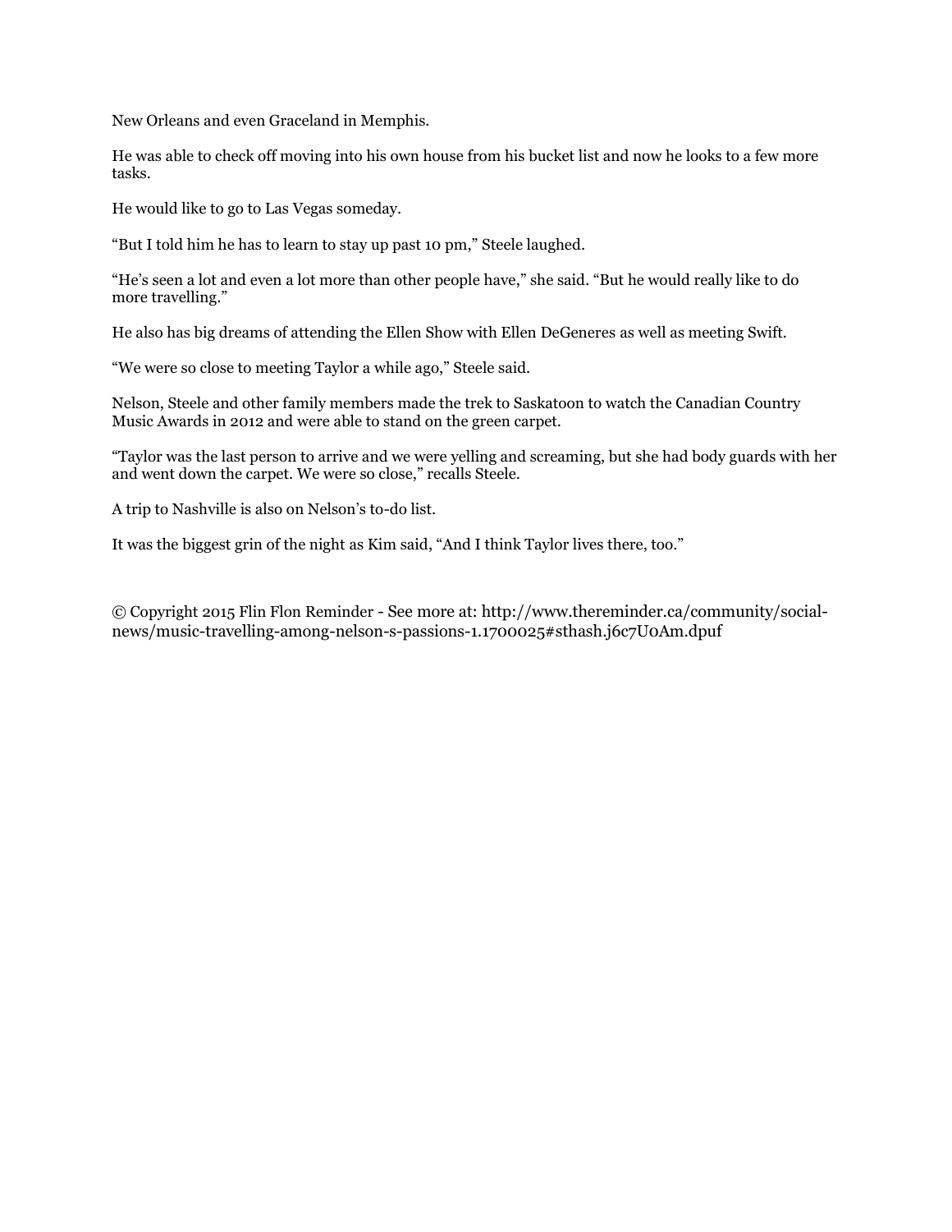New Orleans and even Graceland in Memphis.

He was able to check off moving into his own house from his bucket list and now he looks to a few more tasks.

He would like to go to Las Vegas someday.

"But I told him he has to learn to stay up past 10 pm," Steele laughed.

"He's seen a lot and even a lot more than other people have," she said. "But he would really like to do more travelling."

He also has big dreams of attending the Ellen Show with Ellen DeGeneres as well as meeting Swift.

"We were so close to meeting Taylor a while ago," Steele said.

Nelson, Steele and other family members made the trek to Saskatoon to watch the Canadian Country Music Awards in 2012 and were able to stand on the green carpet.

"Taylor was the last person to arrive and we were yelling and screaming, but she had body guards with her and went down the carpet. We were so close," recalls Steele.

A trip to Nashville is also on Nelson's to-do list.

It was the biggest grin of the night as Kim said, "And I think Taylor lives there, too."

© Copyright 2015 Flin Flon Reminder - See more at: http://www.thereminder.ca/community/social-news/music-travelling-among-nelson-s-passions-1.1700025#sthash.j6c7U0Am.dpuf